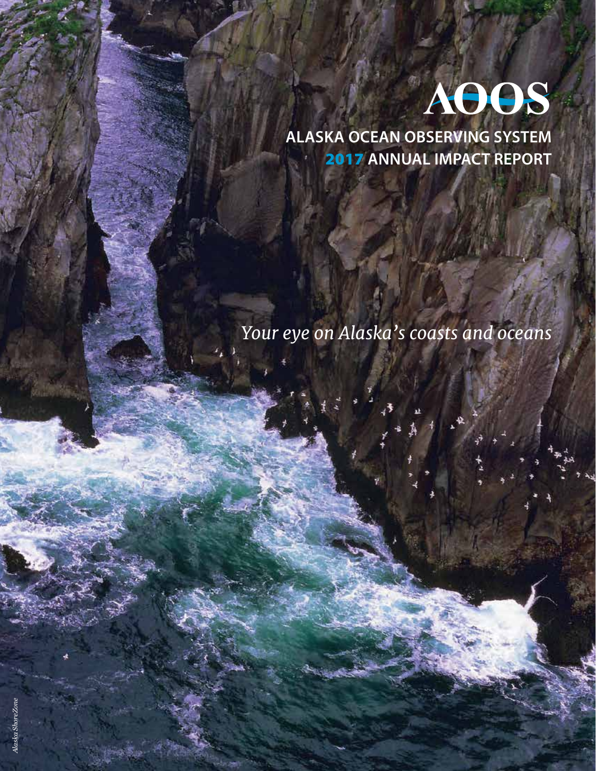# AOOS

## ALASKA OCEAN OBSERVING SYSTEM

## 2017 ANNUAL IMPACT REPORT

*Your eye on Alaska's coasts and oceans*

*Alaska ShoreZone*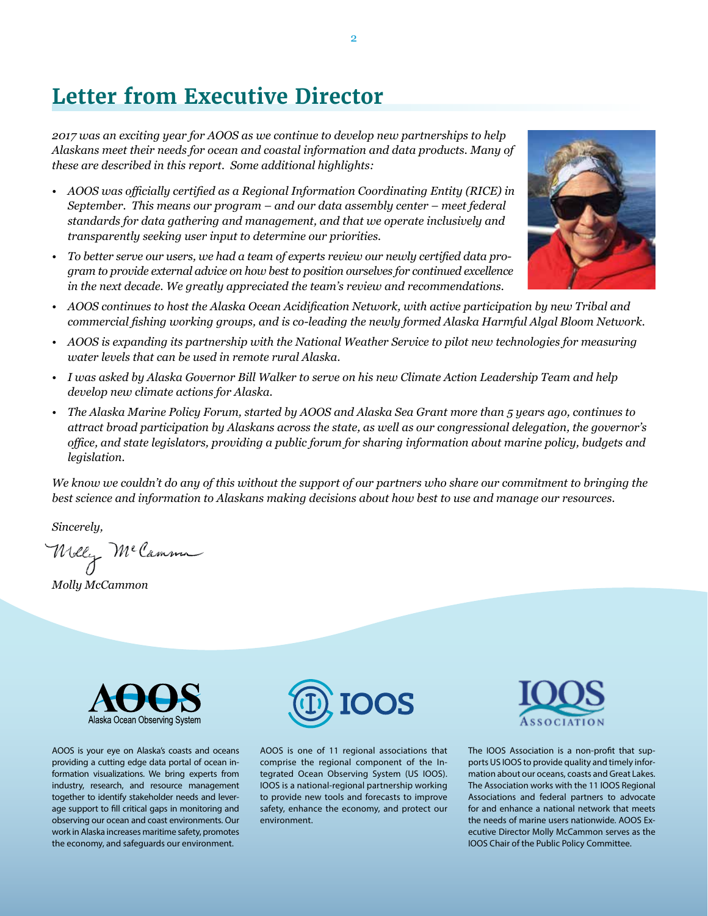# Letter from Executive Director

*2017 was an exciting year for AOOS as we continue to develop new partnerships to help Alaskans meet their needs for ocean and coastal information and data products. Many of these are described in this report. Some additional highlights:*

- *AOOS was officially certified as a Regional Information Coordinating Entity (RICE) in September. This means our program – and our data assembly center – meet federal standards for data gathering and management, and that we operate inclusively and transparently seeking user input to determine our priorities.*
- *To better serve our users, we had a team of experts review our newly certified data program to provide external advice on how best to position ourselves for continued excellence in the next decade. We greatly appreciated the team's review and recommendations.*
- *AOOS continues to host the Alaska Ocean Acidification Network, with active participation by new Tribal and commercial fishing working groups, and is co-leading the newly formed Alaska Harmful Algal Bloom Network.*
- *AOOS is expanding its partnership with the National Weather Service to pilot new technologies for measuring water levels that can be used in remote rural Alaska.*
- *I was asked by Alaska Governor Bill Walker to serve on his new Climate Action Leadership Team and help develop new climate actions for Alaska.*
- *The Alaska Marine Policy Forum, started by AOOS and Alaska Sea Grant more than 5 years ago, continues to attract broad participation by Alaskans across the state, as well as our congressional delegation, the governor's office, and state legislators, providing a public forum for sharing information about marine policy, budgets and legislation.*

*We know we couldn't do any of this without the support of our partners who share our commitment to bringing the best science and information to Alaskans making decisions about how best to use and manage our resources.*

*Sincerely,*

*Molly McCammon*

**AOOS** Alaska Ocean Observing System

AOOS is your eye on Alaska's coasts and oceans providing a cutting edge data portal of ocean information visualizations. We bring experts from industry, research, and resource management together to identify stakeholder needs and leverage support to fill critical gaps in monitoring and observing our ocean and coast environments. Our work in Alaska increases maritime safety, promotes the economy, and safeguards our environment.

**IOOS**

AOOS is one of 11 regional associations that comprise the regional component of the Integrated Ocean Observing System (US IOOS). IOOS is a national-regional partnership working to provide new tools and forecasts to improve safety, enhance the economy, and protect our environment.

**IOOS Association**

The IOOS Association is a non-profit that supports US IOOS to provide quality and timely information about our oceans, coasts and Great Lakes. The Association works with the 11 IOOS Regional Associations and federal partners to advocate for and enhance a national network that meets the needs of marine users nationwide. AOOS Executive Director Molly McCammon serves as the IOOS Chair of the Public Policy Committee.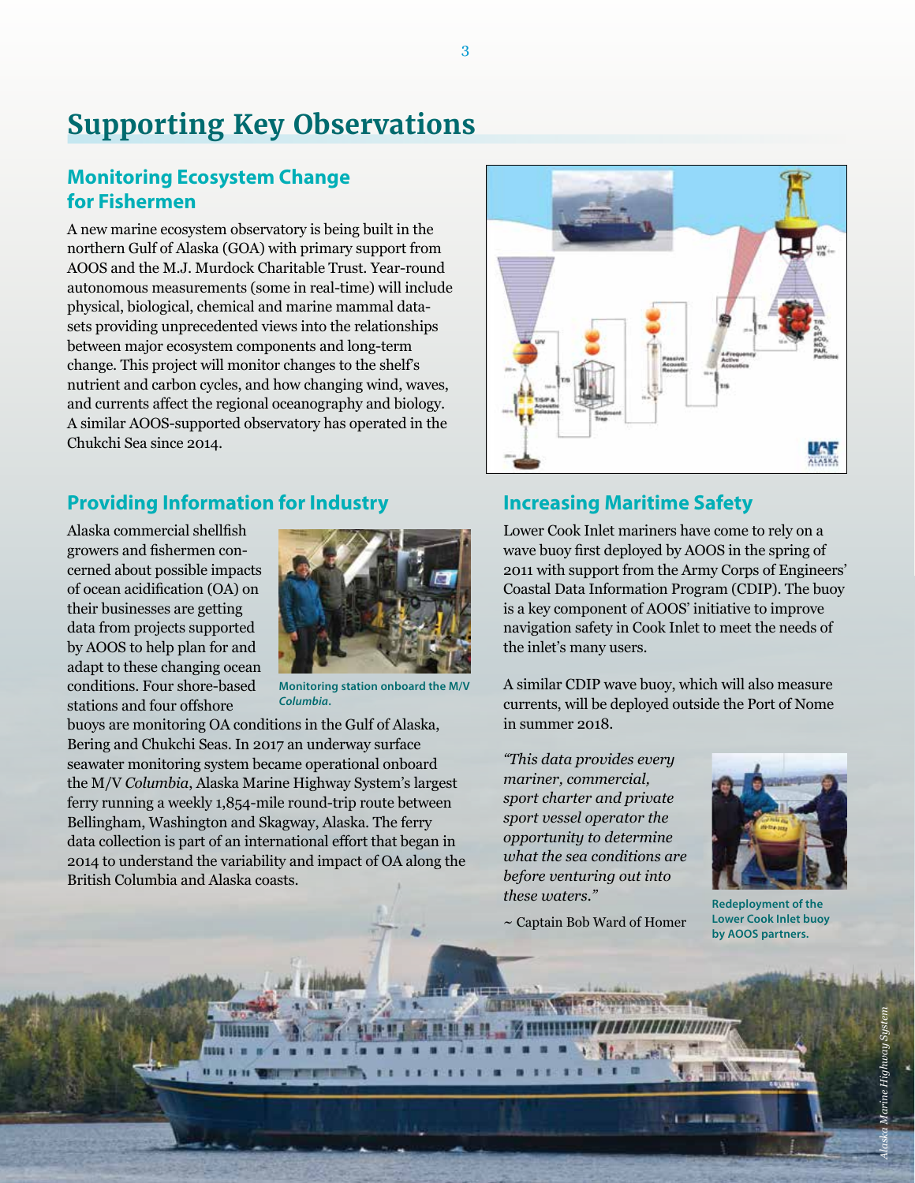# Supporting Key Observations

## Monitoring Ecosystem Change for Fishermen

A new marine ecosystem observatory is being built in the northern Gulf of Alaska (GOA) with primary support from AOOS and the M.J. Murdock Charitable Trust. Year-round autonomous measurements (some in real-time) will include physical, biological, chemical and marine mammal datasets providing unprecedented views into the relationships between major ecosystem components and long-term change. This project will monitor changes to the shelf's nutrient and carbon cycles, and how changing wind, waves, and currents affect the regional oceanography and biology. A similar AOOS-supported observatory has operated in the Chukchi Sea since 2014.

## Providing Information for Industry

Alaska commercial shellfish growers and fishermen concerned about possible impacts of ocean acidification (OA) on their businesses are getting data from projects supported by AOOS to help plan for and adapt to these changing ocean conditions. Four shore-based stations and four offshore buoys are monitoring OA conditions in the Gulf of Alaska, Bering and Chukchi Seas. In 2017 an underway surface seawater monitoring system became operational onboard the M/V *Columbia*, Alaska Marine Highway System's largest ferry running a weekly 1,854-mile round-trip route between Bellingham, Washington and Skagway, Alaska. The ferry data collection is part of an international effort that began in 2014 to understand the variability and impact of OA along the British Columbia and Alaska coasts.

**Monitoring station onboard the M/V *Columbia*.**

## Increasing Maritime Safety

Lower Cook Inlet mariners have come to rely on a wave buoy first deployed by AOOS in the spring of 2011 with support from the Army Corps of Engineers' Coastal Data Information Program (CDIP). The buoy is a key component of AOOS' initiative to improve navigation safety in Cook Inlet to meet the needs of the inlet's many users.

A similar CDIP wave buoy, which will also measure currents, will be deployed outside the Port of Nome in summer 2018.

*"This data provides every mariner, commercial, sport charter and private sport vessel operator the opportunity to determine what the sea conditions are before venturing out into these waters."*

~ Captain Bob Ward of Homer

**Redeployment of the Lower Cook Inlet buoy by AOOS partners.**

*Alaska Marine Highway System*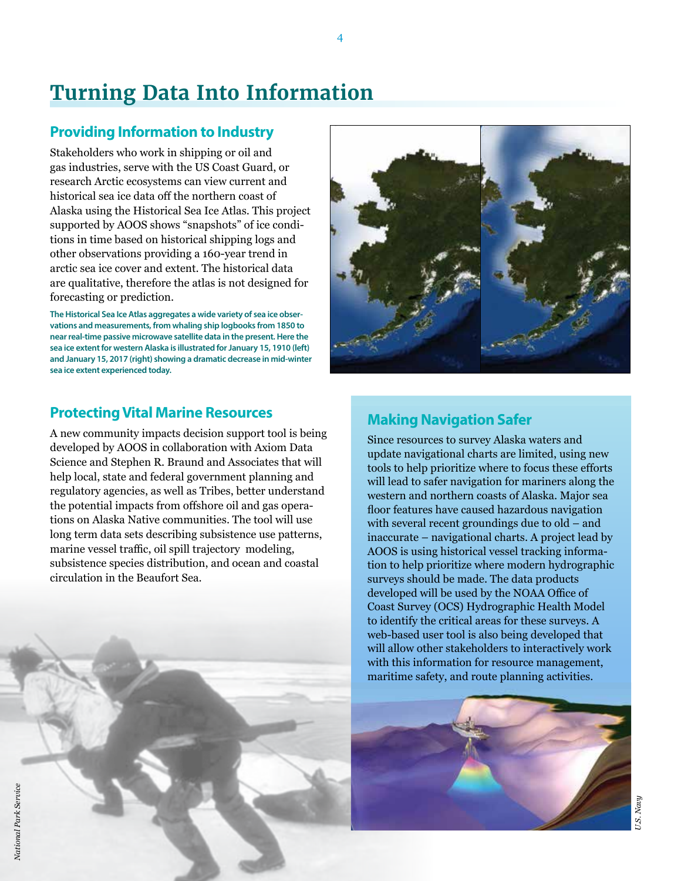# Turning Data Into Information

## Providing Information to Industry

Stakeholders who work in shipping or oil and gas industries, serve with the US Coast Guard, or research Arctic ecosystems can view current and historical sea ice data off the northern coast of Alaska using the Historical Sea Ice Atlas. This project supported by AOOS shows "snapshots" of ice conditions in time based on historical shipping logs and other observations providing a 160-year trend in arctic sea ice cover and extent. The historical data are qualitative, therefore the atlas is not designed for forecasting or prediction.

**The Historical Sea Ice Atlas aggregates a wide variety of sea ice observations and measurements, from whaling ship logbooks from 1850 to near real-time passive microwave satellite data in the present. Here the sea ice extent for western Alaska is illustrated for January 15, 1910 (left) and January 15, 2017 (right) showing a dramatic decrease in mid-winter sea ice extent experienced today.**

## Protecting Vital Marine Resources

A new community impacts decision support tool is being developed by AOOS in collaboration with Axiom Data Science and Stephen R. Braund and Associates that will help local, state and federal government planning and regulatory agencies, as well as Tribes, better understand the potential impacts from offshore oil and gas operations on Alaska Native communities. The tool will use long term data sets describing subsistence use patterns, marine vessel traffic, oil spill trajectory modeling, subsistence species distribution, and ocean and coastal circulation in the Beaufort Sea.

*National Park Service*

## Making Navigation Safer

Since resources to survey Alaska waters and update navigational charts are limited, using new tools to help prioritize where to focus these efforts will lead to safer navigation for mariners along the western and northern coasts of Alaska. Major sea floor features have caused hazardous navigation with several recent groundings due to old – and inaccurate – navigational charts. A project lead by AOOS is using historical vessel tracking information to help prioritize where modern hydrographic surveys should be made. The data products developed will be used by the NOAA Office of Coast Survey (OCS) Hydrographic Health Model to identify the critical areas for these surveys. A web-based user tool is also being developed that will allow other stakeholders to interactively work with this information for resource management, maritime safety, and route planning activities.

*U.S. Navy*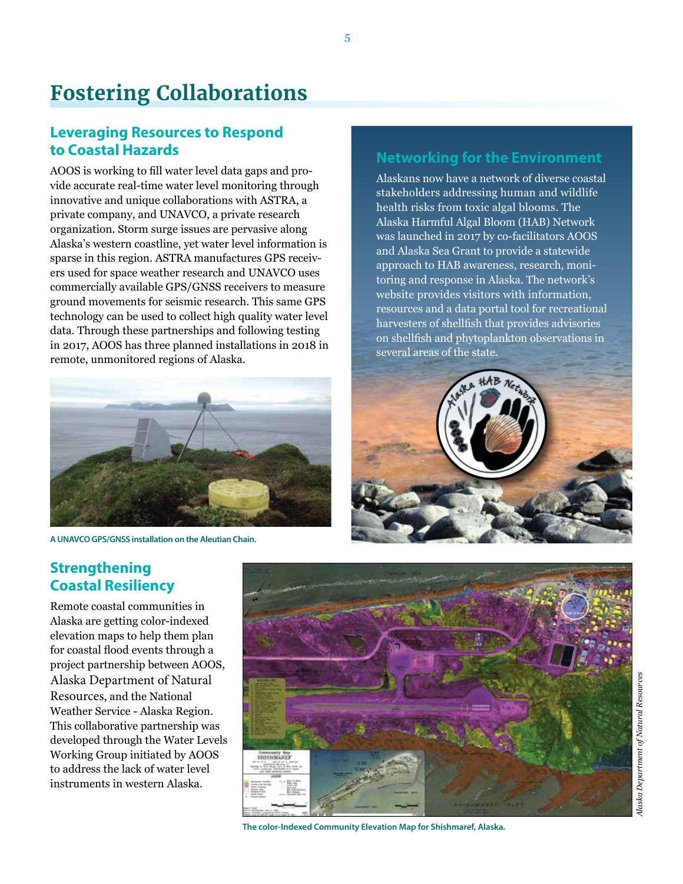# Fostering Collaborations

## Leveraging Resources to Respond to Coastal Hazards

AOOS is working to fill water level data gaps and provide accurate real-time water level monitoring through innovative and unique collaborations with ASTRA, a private company, and UNAVCO, a private research organization. Storm surge issues are pervasive along Alaska's western coastline, yet water level information is sparse in this region. ASTRA manufactures GPS receivers used for space weather research and UNAVCO uses commercially available GPS/GNSS receivers to measure ground movements for seismic research. This same GPS technology can be used to collect high quality water level data. Through these partnerships and following testing in 2017, AOOS has three planned installations in 2018 in remote, unmonitored regions of Alaska.

A UNAVCO GPS/GNSS installation on the Aleutian Chain.

## Networking for the Environment

Alaskans now have a network of diverse coastal stakeholders addressing human and wildlife health risks from toxic algal blooms. The Alaska Harmful Algal Bloom (HAB) Network was launched in 2017 by co-facilitators AOOS and Alaska Sea Grant to provide a statewide approach to HAB awareness, research, monitoring and response in Alaska. The network's website provides visitors with information, resources and a data portal tool for recreational harvesters of shellfish that provides advisories on shellfish and phytoplankton observations in several areas of the state.

## Strengthening Coastal Resiliency

Remote coastal communities in Alaska are getting color-indexed elevation maps to help them plan for coastal flood events through a project partnership between AOOS, Alaska Department of Natural Resources, and the National Weather Service - Alaska Region. This collaborative partnership was developed through the Water Levels Working Group initiated by AOOS to address the lack of water level instruments in western Alaska.

The color-Indexed Community Elevation Map for Shishmaref, Alaska.

*Alaska Department of Natural Resources*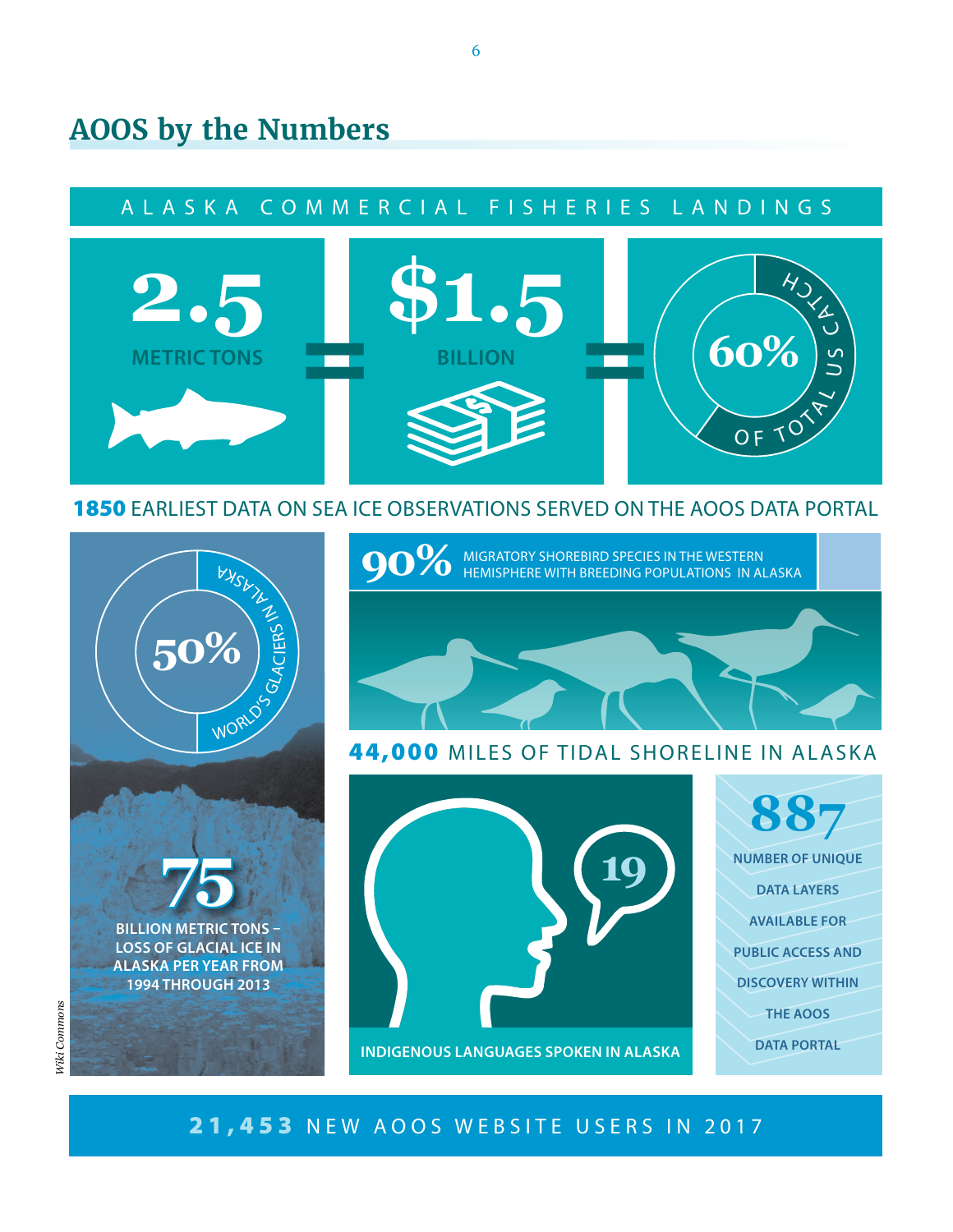## AOOS by the Numbers

### ALASKA COMMERCIAL FISHERIES LANDINGS

**2.5** METRIC TONS = **$1.5** BILLION = **60%** OF TOTAL US CATCH

**1850** EARLIEST DATA ON SEA ICE OBSERVATIONS SERVED ON THE AOOS DATA PORTAL

**50%** WORLD'S GLACIERS IN ALASKA

**75** BILLION METRIC TONS – LOSS OF GLACIAL ICE IN ALASKA PER YEAR FROM 1994 THROUGH 2013

*Wiki Commons*

**90%** MIGRATORY SHOREBIRD SPECIES IN THE WESTERN HEMISPHERE WITH BREEDING POPULATIONS IN ALASKA

**44,000** MILES OF TIDAL SHORELINE IN ALASKA

**19** INDIGENOUS LANGUAGES SPOKEN IN ALASKA

**887** NUMBER OF UNIQUE DATA LAYERS AVAILABLE FOR PUBLIC ACCESS AND DISCOVERY WITHIN THE AOOS DATA PORTAL

**21,453** NEW AOOS WEBSITE USERS IN 2017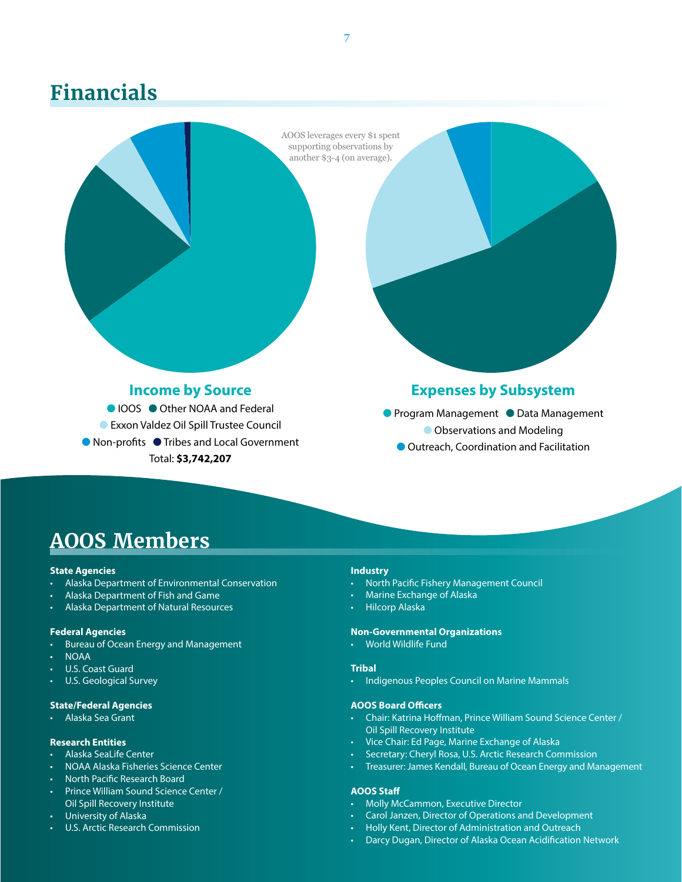## Financials

AOOS leverages every $1 spent supporting observations by another $3-4 (on average).

### Income by Source

- IOOS
- Other NOAA and Federal
- Exxon Valdez Oil Spill Trustee Council
- Non-profits
- Tribes and Local Government

Total: **$3,742,207**

### Expenses by Subsystem

- Program Management
- Data Management
- Observations and Modeling
- Outreach, Coordination and Facilitation

## AOOS Members

**State Agencies**

- Alaska Department of Environmental Conservation
- Alaska Department of Fish and Game
- Alaska Department of Natural Resources

**Federal Agencies**

- Bureau of Ocean Energy and Management
- NOAA
- U.S. Coast Guard
- U.S. Geological Survey

**State/Federal Agencies**

- Alaska Sea Grant

**Research Entities**

- Alaska SeaLife Center
- NOAA Alaska Fisheries Science Center
- North Pacific Research Board
- Prince William Sound Science Center / Oil Spill Recovery Institute
- University of Alaska
- U.S. Arctic Research Commission

**Industry**

- North Pacific Fishery Management Council
- Marine Exchange of Alaska
- Hilcorp Alaska

**Non-Governmental Organizations**

- World Wildlife Fund

**Tribal**

- Indigenous Peoples Council on Marine Mammals

**AOOS Board Officers**

- Chair: Katrina Hoffman, Prince William Sound Science Center / Oil Spill Recovery Institute
- Vice Chair: Ed Page, Marine Exchange of Alaska
- Secretary: Cheryl Rosa, U.S. Arctic Research Commission
- Treasurer: James Kendall, Bureau of Ocean Energy and Management

**AOOS Staff**

- Molly McCammon, Executive Director
- Carol Janzen, Director of Operations and Development
- Holly Kent, Director of Administration and Outreach
- Darcy Dugan, Director of Alaska Ocean Acidification Network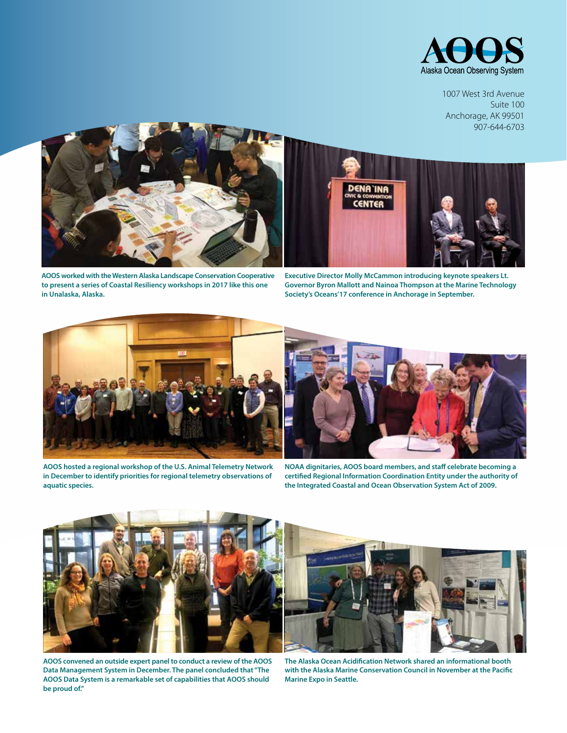AOOS

Alaska Ocean Observing System

1007 West 3rd Avenue
Suite 100
Anchorage, AK 99501
907-644-6703

**AOOS worked with the Western Alaska Landscape Conservation Cooperative to present a series of Coastal Resiliency workshops in 2017 like this one in Unalaska, Alaska.**

**Executive Director Molly McCammon introducing keynote speakers Lt. Governor Byron Mallott and Nainoa Thompson at the Marine Technology Society's Oceans'17 conference in Anchorage in September.**

**AOOS hosted a regional workshop of the U.S. Animal Telemetry Network in December to identify priorities for regional telemetry observations of aquatic species.**

**NOAA dignitaries, AOOS board members, and staff celebrate becoming a certified Regional Information Coordination Entity under the authority of the Integrated Coastal and Ocean Observation System Act of 2009.**

**AOOS convened an outside expert panel to conduct a review of the AOOS Data Management System in December. The panel concluded that "The AOOS Data System is a remarkable set of capabilities that AOOS should be proud of."**

**The Alaska Ocean Acidification Network shared an informational booth with the Alaska Marine Conservation Council in November at the Pacific Marine Expo in Seattle.**